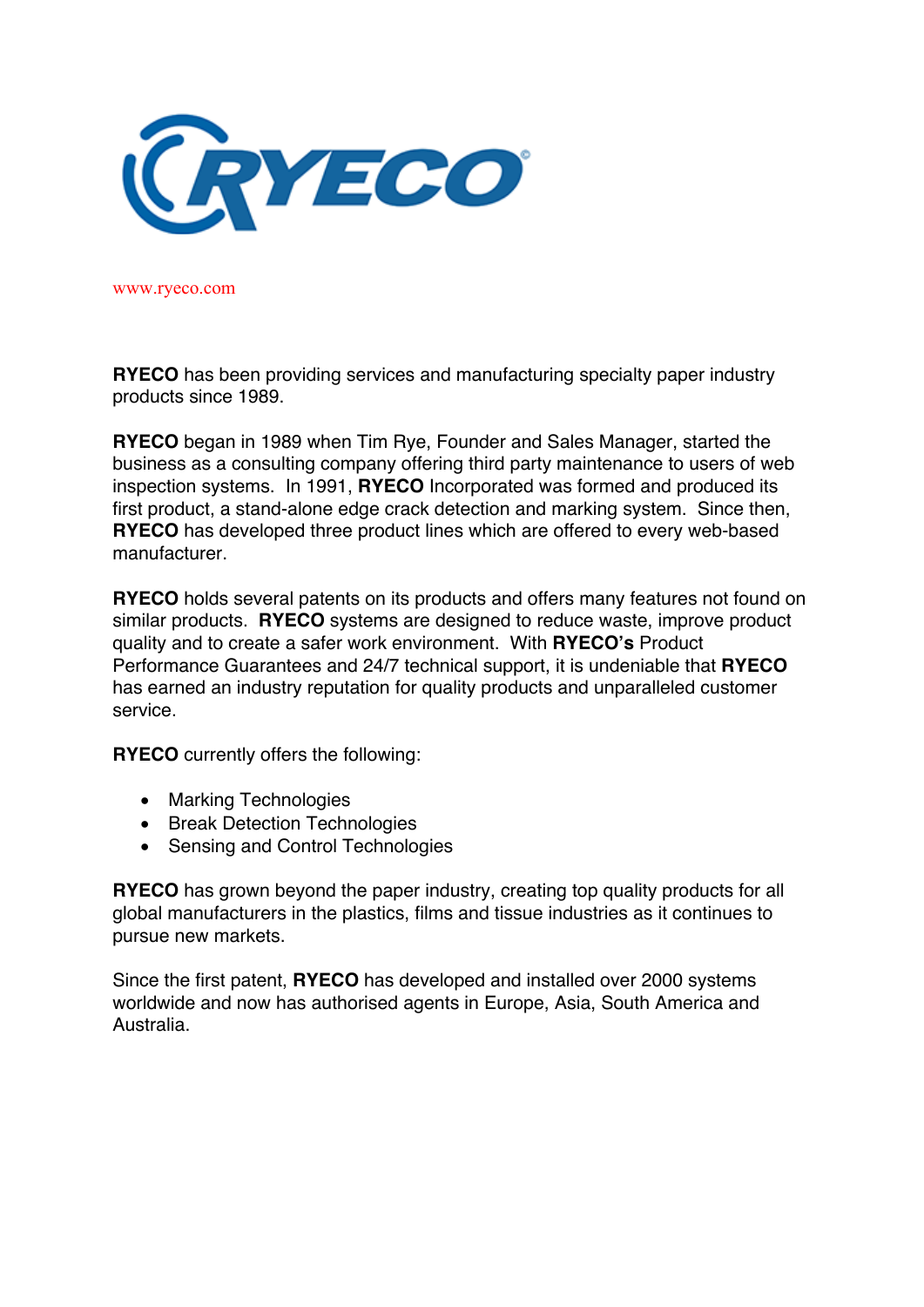RYECO

www.ryeco.com

**RYECO** has been providing services and manufacturing specialty paper industry products since 1989.

**RYECO** began in 1989 when Tim Rye, Founder and Sales Manager, started the business as a consulting company offering third party maintenance to users of web inspection systems. In 1991, **RYECO** Incorporated was formed and produced its first product, a stand-alone edge crack detection and marking system. Since then, **RYECO** has developed three product lines which are offered to every web-based manufacturer.

**RYECO** holds several patents on its products and offers many features not found on similar products. **RYECO** systems are designed to reduce waste, improve product quality and to create a safer work environment. With **RYECO's** Product Performance Guarantees and 24/7 technical support, it is undeniable that **RYECO** has earned an industry reputation for quality products and unparalleled customer service.

**RYECO** currently offers the following:

- Marking Technologies
- Break Detection Technologies
- Sensing and Control Technologies

**RYECO** has grown beyond the paper industry, creating top quality products for all global manufacturers in the plastics, films and tissue industries as it continues to pursue new markets.

Since the first patent, **RYECO** has developed and installed over 2000 systems worldwide and now has authorised agents in Europe, Asia, South America and Australia.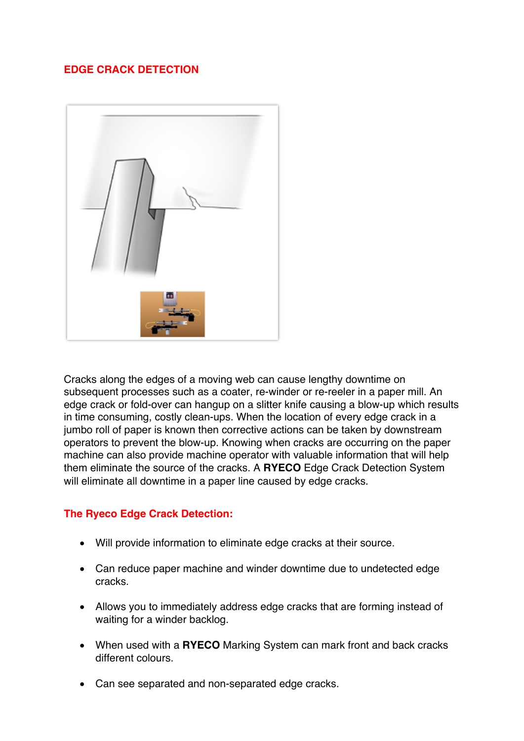## EDGE CRACK DETECTION

Cracks along the edges of a moving web can cause lengthy downtime on subsequent processes such as a coater, re-winder or re-reeler in a paper mill. An edge crack or fold-over can hangup on a slitter knife causing a blow-up which results in time consuming, costly clean-ups. When the location of every edge crack in a jumbo roll of paper is known then corrective actions can be taken by downstream operators to prevent the blow-up. Knowing when cracks are occurring on the paper machine can also provide machine operator with valuable information that will help them eliminate the source of the cracks. A **RYECO** Edge Crack Detection System will eliminate all downtime in a paper line caused by edge cracks.

### The Ryeco Edge Crack Detection:

- Will provide information to eliminate edge cracks at their source.
- Can reduce paper machine and winder downtime due to undetected edge cracks.
- Allows you to immediately address edge cracks that are forming instead of waiting for a winder backlog.
- When used with a **RYECO** Marking System can mark front and back cracks different colours.
- Can see separated and non-separated edge cracks.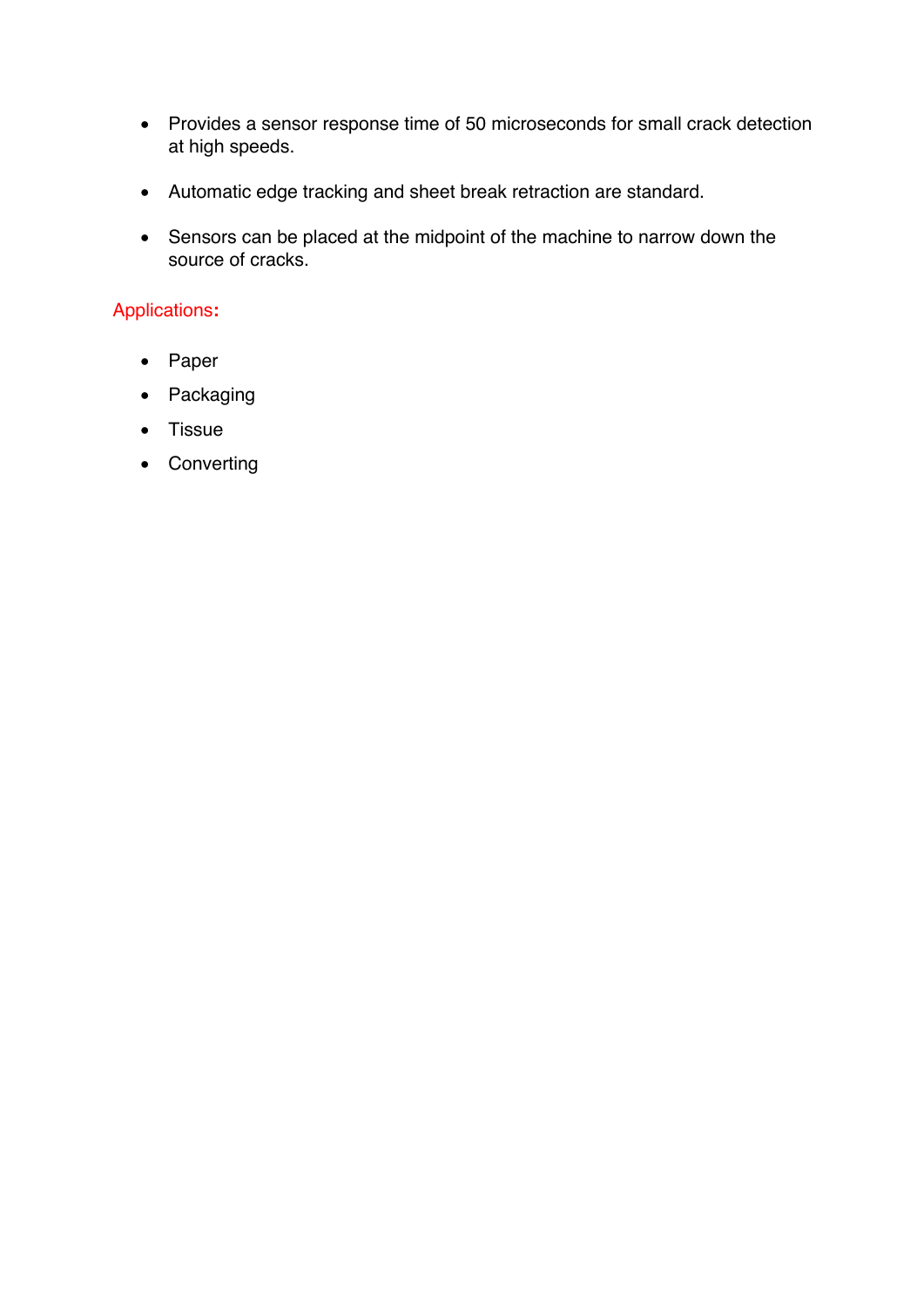- Provides a sensor response time of 50 microseconds for small crack detection at high speeds.
- Automatic edge tracking and sheet break retraction are standard.
- Sensors can be placed at the midpoint of the machine to narrow down the source of cracks.

## Applications:

- Paper
- Packaging
- Tissue
- Converting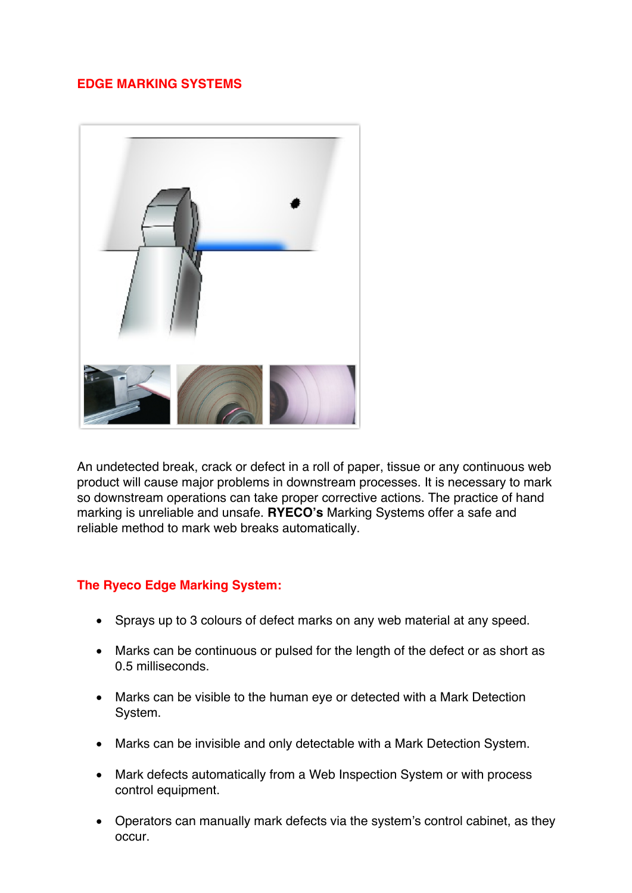## EDGE MARKING SYSTEMS

An undetected break, crack or defect in a roll of paper, tissue or any continuous web product will cause major problems in downstream processes. It is necessary to mark so downstream operations can take proper corrective actions. The practice of hand marking is unreliable and unsafe. **RYECO's** Marking Systems offer a safe and reliable method to mark web breaks automatically.

### The Ryeco Edge Marking System:

- Sprays up to 3 colours of defect marks on any web material at any speed.
- Marks can be continuous or pulsed for the length of the defect or as short as 0.5 milliseconds.
- Marks can be visible to the human eye or detected with a Mark Detection System.
- Marks can be invisible and only detectable with a Mark Detection System.
- Mark defects automatically from a Web Inspection System or with process control equipment.
- Operators can manually mark defects via the system's control cabinet, as they occur.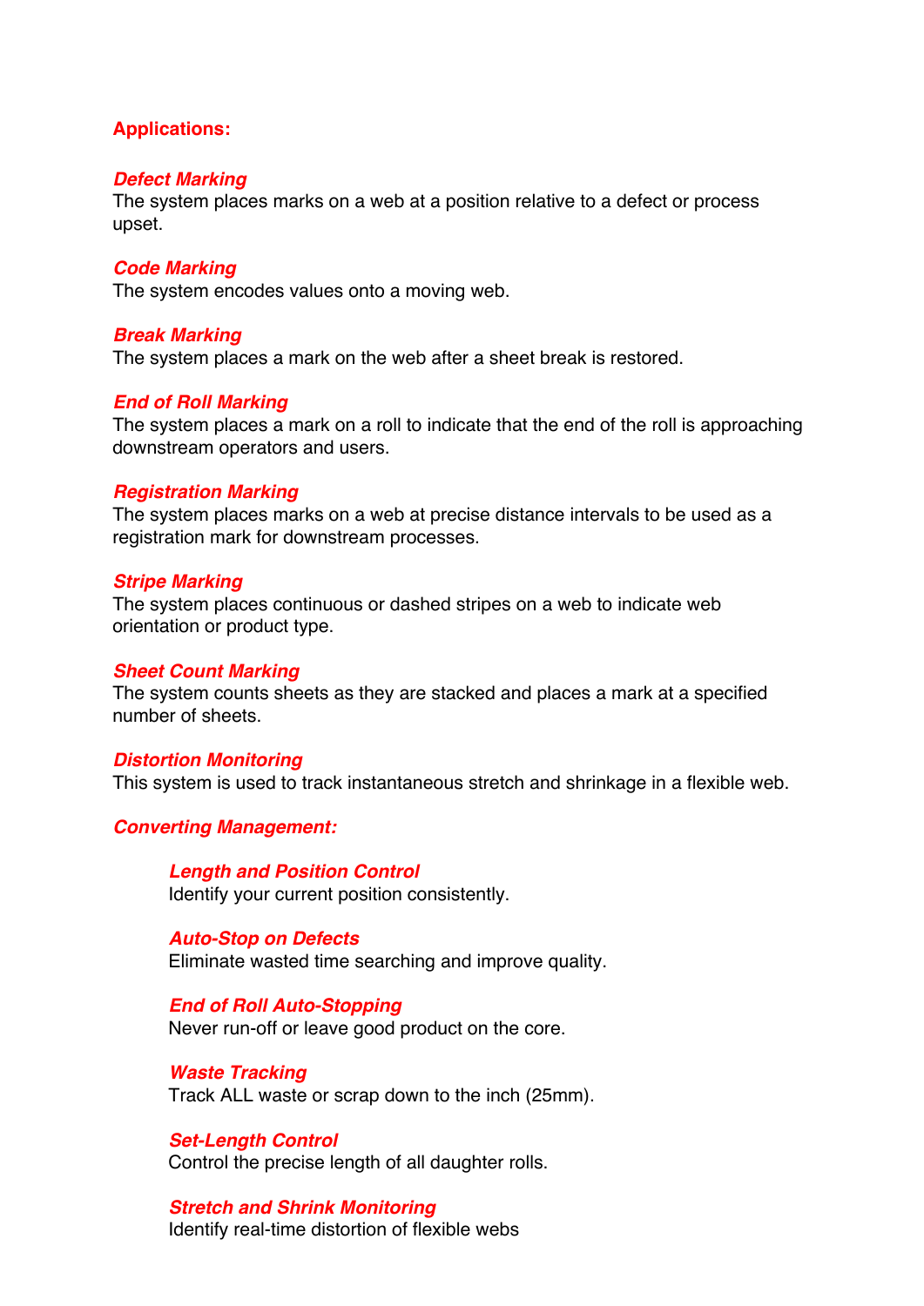## Applications:

### *Defect Marking*

The system places marks on a web at a position relative to a defect or process upset.

### *Code Marking*

The system encodes values onto a moving web.

### *Break Marking*

The system places a mark on the web after a sheet break is restored.

### *End of Roll Marking*

The system places a mark on a roll to indicate that the end of the roll is approaching downstream operators and users.

### *Registration Marking*

The system places marks on a web at precise distance intervals to be used as a registration mark for downstream processes.

### *Stripe Marking*

The system places continuous or dashed stripes on a web to indicate web orientation or product type.

### *Sheet Count Marking*

The system counts sheets as they are stacked and places a mark at a specified number of sheets.

### *Distortion Monitoring*

This system is used to track instantaneous stretch and shrinkage in a flexible web.

### *Converting Management:*

#### *Length and Position Control*

Identify your current position consistently.

#### *Auto-Stop on Defects*

Eliminate wasted time searching and improve quality.

#### *End of Roll Auto-Stopping*

Never run-off or leave good product on the core.

#### *Waste Tracking*

Track ALL waste or scrap down to the inch (25mm).

#### *Set-Length Control*

Control the precise length of all daughter rolls.

#### *Stretch and Shrink Monitoring*

Identify real-time distortion of flexible webs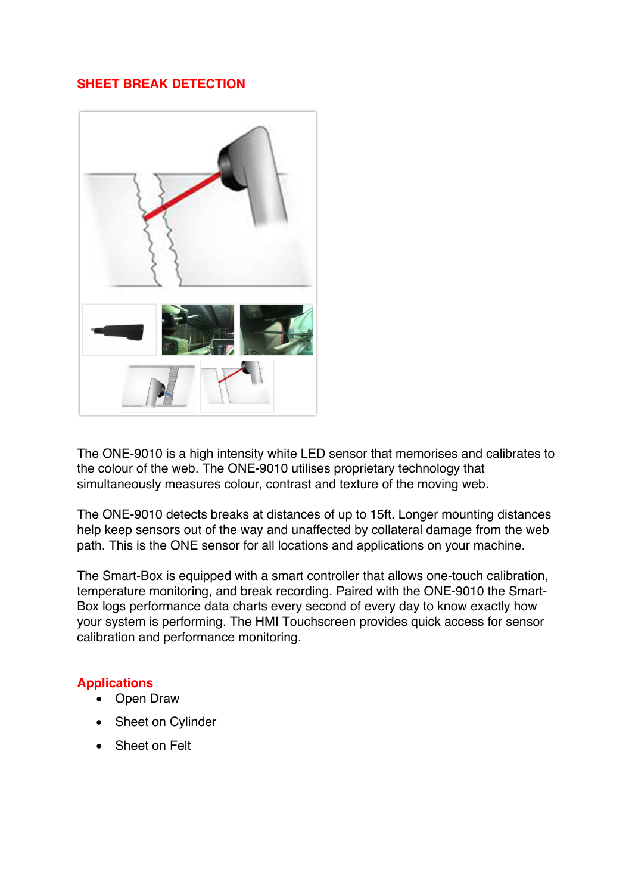## SHEET BREAK DETECTION

The ONE-9010 is a high intensity white LED sensor that memorises and calibrates to the colour of the web. The ONE-9010 utilises proprietary technology that simultaneously measures colour, contrast and texture of the moving web.

The ONE-9010 detects breaks at distances of up to 15ft. Longer mounting distances help keep sensors out of the way and unaffected by collateral damage from the web path. This is the ONE sensor for all locations and applications on your machine.

The Smart-Box is equipped with a smart controller that allows one-touch calibration, temperature monitoring, and break recording. Paired with the ONE-9010 the Smart-Box logs performance data charts every second of every day to know exactly how your system is performing. The HMI Touchscreen provides quick access for sensor calibration and performance monitoring.

### Applications

- Open Draw
- Sheet on Cylinder
- Sheet on Felt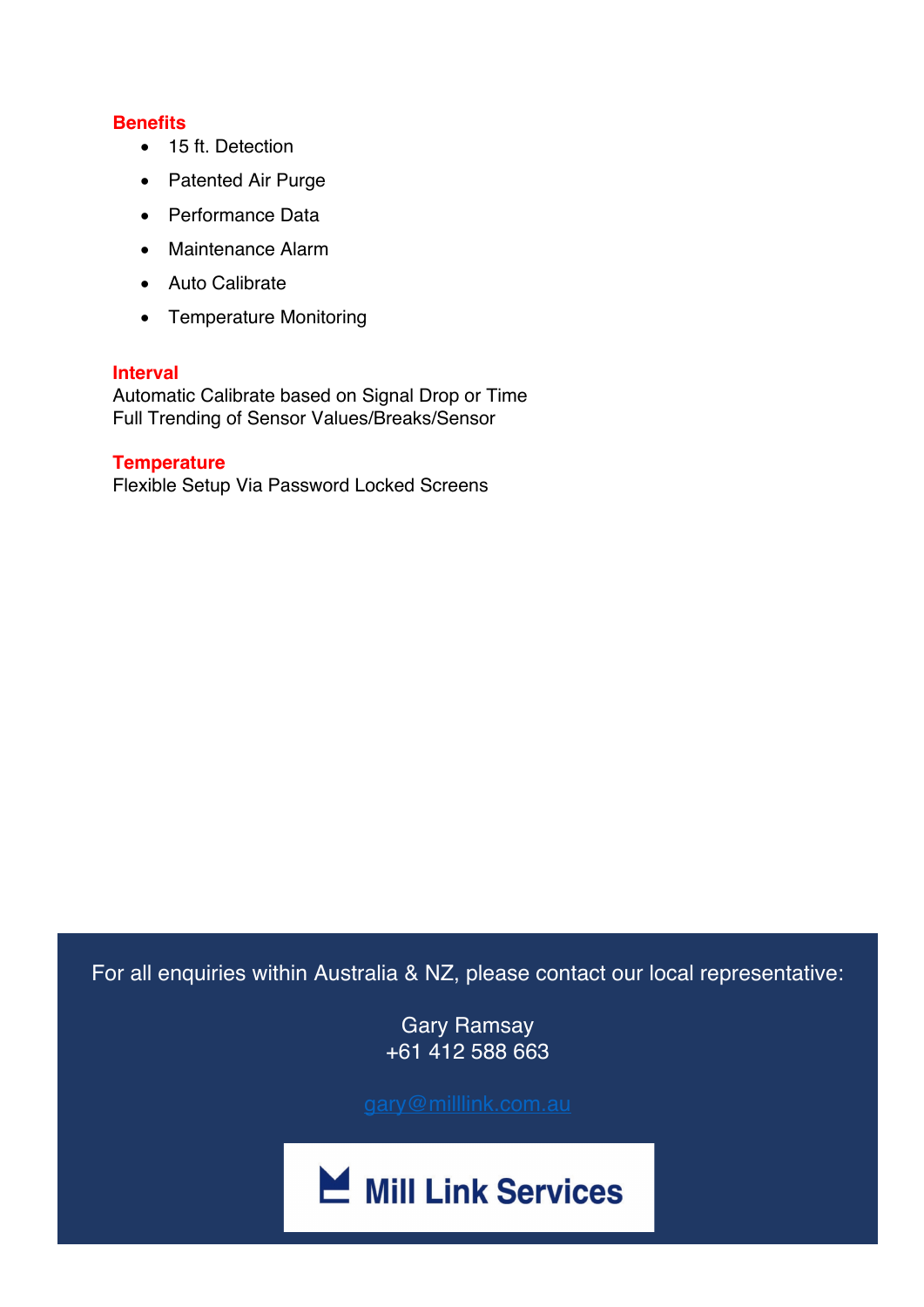**Benefits**

- 15 ft. Detection
- Patented Air Purge
- Performance Data
- Maintenance Alarm
- Auto Calibrate
- Temperature Monitoring

**Interval**

Automatic Calibrate based on Signal Drop or Time
Full Trending of Sensor Values/Breaks/Sensor

**Temperature**

Flexible Setup Via Password Locked Screens

For all enquiries within Australia & NZ, please contact our local representative:

Gary Ramsay
+61 412 588 663

gary@milllink.com.au

Mill Link Services